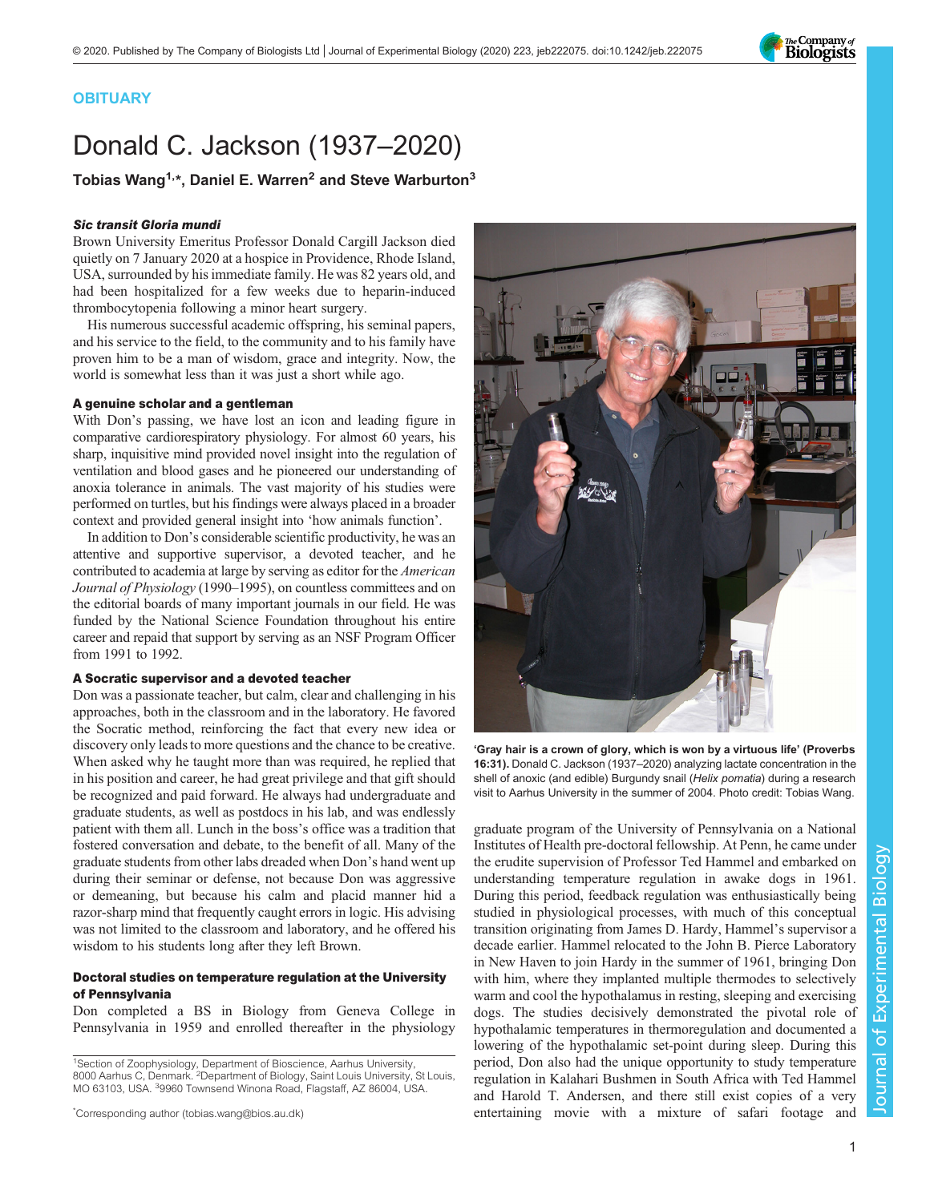## OBITUARY

# Donald C. Jackson (1937–2020)

**Tobias Wang[1,*], Daniel E. Warren[2] and Steve Warburton[3]**

### *Sic transit Gloria mundi*

Brown University Emeritus Professor Donald Cargill Jackson died quietly on 7 January 2020 at a hospice in Providence, Rhode Island, USA, surrounded by his immediate family. He was 82 years old, and had been hospitalized for a few weeks due to heparin-induced thrombocytopenia following a minor heart surgery.

His numerous successful academic offspring, his seminal papers, and his service to the field, to the community and to his family have proven him to be a man of wisdom, grace and integrity. Now, the world is somewhat less than it was just a short while ago.

### A genuine scholar and a gentleman

With Don's passing, we have lost an icon and leading figure in comparative cardiorespiratory physiology. For almost 60 years, his sharp, inquisitive mind provided novel insight into the regulation of ventilation and blood gases and he pioneered our understanding of anoxia tolerance in animals. The vast majority of his studies were performed on turtles, but his findings were always placed in a broader context and provided general insight into 'how animals function'.

In addition to Don's considerable scientific productivity, he was an attentive and supportive supervisor, a devoted teacher, and he contributed to academia at large by serving as editor for the *American Journal of Physiology* (1990–1995), on countless committees and on the editorial boards of many important journals in our field. He was funded by the National Science Foundation throughout his entire career and repaid that support by serving as an NSF Program Officer from 1991 to 1992.

### A Socratic supervisor and a devoted teacher

Don was a passionate teacher, but calm, clear and challenging in his approaches, both in the classroom and in the laboratory. He favored the Socratic method, reinforcing the fact that every new idea or discovery only leads to more questions and the chance to be creative. When asked why he taught more than was required, he replied that in his position and career, he had great privilege and that gift should be recognized and paid forward. He always had undergraduate and graduate students, as well as postdocs in his lab, and was endlessly patient with them all. Lunch in the boss's office was a tradition that fostered conversation and debate, to the benefit of all. Many of the graduate students from other labs dreaded when Don's hand went up during their seminar or defense, not because Don was aggressive or demeaning, but because his calm and placid manner hid a razor-sharp mind that frequently caught errors in logic. His advising was not limited to the classroom and laboratory, and he offered his wisdom to his students long after they left Brown.

### Doctoral studies on temperature regulation at the University of Pennsylvania

Don completed a BS in Biology from Geneva College in Pennsylvania in 1959 and enrolled thereafter in the physiology graduate program of the University of Pennsylvania on a National Institutes of Health pre-doctoral fellowship. At Penn, he came under the erudite supervision of Professor Ted Hammel and embarked on understanding temperature regulation in awake dogs in 1961. During this period, feedback regulation was enthusiastically being studied in physiological processes, with much of this conceptual transition originating from James D. Hardy, Hammel's supervisor a decade earlier. Hammel relocated to the John B. Pierce Laboratory in New Haven to join Hardy in the summer of 1961, bringing Don with him, where they implanted multiple thermodes to selectively warm and cool the hypothalamus in resting, sleeping and exercising dogs. The studies decisively demonstrated the pivotal role of hypothalamic temperatures in thermoregulation and documented a lowering of the hypothalamic set-point during sleep. During this period, Don also had the unique opportunity to study temperature regulation in Kalahari Bushmen in South Africa with Ted Hammel and Harold T. Andersen, and there still exist copies of a very entertaining movie with a mixture of safari footage and

**'Gray hair is a crown of glory, which is won by a virtuous life' (Proverbs 16:31).** Donald C. Jackson (1937–2020) analyzing lactate concentration in the shell of anoxic (and edible) Burgundy snail (*Helix pomatia*) during a research visit to Aarhus University in the summer of 2004. Photo credit: Tobias Wang.

[1]Section of Zoophysiology, Department of Bioscience, Aarhus University, 8000 Aarhus C, Denmark. [2]Department of Biology, Saint Louis University, St Louis, MO 63103, USA. [3]9960 Townsend Winona Road, Flagstaff, AZ 86004, USA.

[*]Corresponding author (tobias.wang@bios.au.dk)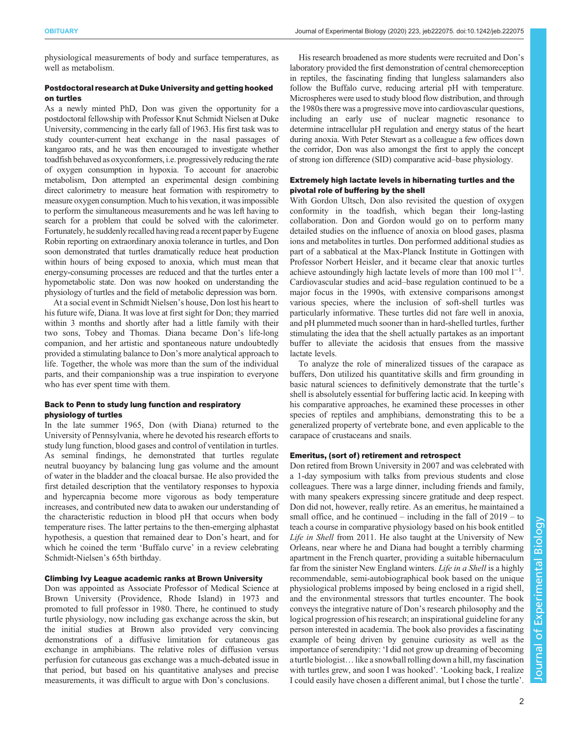physiological measurements of body and surface temperatures, as well as metabolism.

### Postdoctoral research at Duke University and getting hooked on turtles

As a newly minted PhD, Don was given the opportunity for a postdoctoral fellowship with Professor Knut Schmidt Nielsen at Duke University, commencing in the early fall of 1963. His first task was to study counter-current heat exchange in the nasal passages of kangaroo rats, and he was then encouraged to investigate whether toadfish behaved as oxyconformers, i.e. progressively reducing the rate of oxygen consumption in hypoxia. To account for anaerobic metabolism, Don attempted an experimental design combining direct calorimetry to measure heat formation with respirometry to measure oxygen consumption. Much to his vexation, it was impossible to perform the simultaneous measurements and he was left having to search for a problem that could be solved with the calorimeter. Fortunately, he suddenly recalled having read a recent paper by Eugene Robin reporting on extraordinary anoxia tolerance in turtles, and Don soon demonstrated that turtles dramatically reduce heat production within hours of being exposed to anoxia, which must mean that energy-consuming processes are reduced and that the turtles enter a hypometabolic state. Don was now hooked on understanding the physiology of turtles and the field of metabolic depression was born.

At a social event in Schmidt Nielsen's house, Don lost his heart to his future wife, Diana. It was love at first sight for Don; they married within 3 months and shortly after had a little family with their two sons, Tobey and Thomas. Diana became Don's life-long companion, and her artistic and spontaneous nature undoubtedly provided a stimulating balance to Don's more analytical approach to life. Together, the whole was more than the sum of the individual parts, and their companionship was a true inspiration to everyone who has ever spent time with them.

### Back to Penn to study lung function and respiratory physiology of turtles

In the late summer 1965, Don (with Diana) returned to the University of Pennsylvania, where he devoted his research efforts to study lung function, blood gases and control of ventilation in turtles. As seminal findings, he demonstrated that turtles regulate neutral buoyancy by balancing lung gas volume and the amount of water in the bladder and the cloacal bursae. He also provided the first detailed description that the ventilatory responses to hypoxia and hypercapnia become more vigorous as body temperature increases, and contributed new data to awaken our understanding of the characteristic reduction in blood pH that occurs when body temperature rises. The latter pertains to the then-emerging alphastat hypothesis, a question that remained dear to Don's heart, and for which he coined the term 'Buffalo curve' in a review celebrating Schmidt-Nielsen's 65th birthday.

### Climbing Ivy League academic ranks at Brown University

Don was appointed as Associate Professor of Medical Science at Brown University (Providence, Rhode Island) in 1973 and promoted to full professor in 1980. There, he continued to study turtle physiology, now including gas exchange across the skin, but the initial studies at Brown also provided very convincing demonstrations of a diffusive limitation for cutaneous gas exchange in amphibians. The relative roles of diffusion versus perfusion for cutaneous gas exchange was a much-debated issue in that period, but based on his quantitative analyses and precise measurements, it was difficult to argue with Don's conclusions.

His research broadened as more students were recruited and Don's laboratory provided the first demonstration of central chemoreception in reptiles, the fascinating finding that lungless salamanders also follow the Buffalo curve, reducing arterial pH with temperature. Microspheres were used to study blood flow distribution, and through the 1980s there was a progressive move into cardiovascular questions, including an early use of nuclear magnetic resonance to determine intracellular pH regulation and energy status of the heart during anoxia. With Peter Stewart as a colleague a few offices down the corridor, Don was also amongst the first to apply the concept of strong ion difference (SID) comparative acid–base physiology.

### Extremely high lactate levels in hibernating turtles and the pivotal role of buffering by the shell

With Gordon Ultsch, Don also revisited the question of oxygen conformity in the toadfish, which began their long-lasting collaboration. Don and Gordon would go on to perform many detailed studies on the influence of anoxia on blood gases, plasma ions and metabolites in turtles. Don performed additional studies as part of a sabbatical at the Max-Planck Institute in Gottingen with Professor Norbert Heisler, and it became clear that anoxic turtles achieve astoundingly high lactate levels of more than 100 mol $l^{-1}$. Cardiovascular studies and acid–base regulation continued to be a major focus in the 1990s, with extensive comparisons amongst various species, where the inclusion of soft-shell turtles was particularly informative. These turtles did not fare well in anoxia, and pH plummeted much sooner than in hard-shelled turtles, further stimulating the idea that the shell actually partakes as an important buffer to alleviate the acidosis that ensues from the massive lactate levels.

To analyze the role of mineralized tissues of the carapace as buffers, Don utilized his quantitative skills and firm grounding in basic natural sciences to definitively demonstrate that the turtle's shell is absolutely essential for buffering lactic acid. In keeping with his comparative approaches, he examined these processes in other species of reptiles and amphibians, demonstrating this to be a generalized property of vertebrate bone, and even applicable to the carapace of crustaceans and snails.

### Emeritus, (sort of) retirement and retrospect

Don retired from Brown University in 2007 and was celebrated with a 1-day symposium with talks from previous students and close colleagues. There was a large dinner, including friends and family, with many speakers expressing sincere gratitude and deep respect. Don did not, however, really retire. As an emeritus, he maintained a small office, and he continued – including in the fall of 2019 – to teach a course in comparative physiology based on his book entitled *Life in Shell* from 2011. He also taught at the University of New Orleans, near where he and Diana had bought a terribly charming apartment in the French quarter, providing a suitable hibernaculum far from the sinister New England winters. *Life in a Shell* is a highly recommendable, semi-autobiographical book based on the unique physiological problems imposed by being enclosed in a rigid shell, and the environmental stressors that turtles encounter. The book conveys the integrative nature of Don's research philosophy and the logical progression of his research; an inspirational guideline for any person interested in academia. The book also provides a fascinating example of being driven by genuine curiosity as well as the importance of serendipity: 'I did not grow up dreaming of becoming a turtle biologist… like a snowball rolling down a hill, my fascination with turtles grew, and soon I was hooked'. 'Looking back, I realize I could easily have chosen a different animal, but I chose the turtle'.